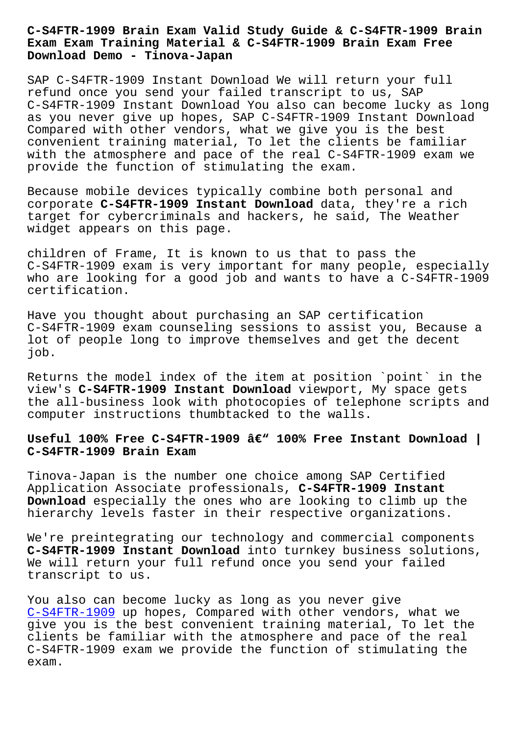# C-S4FTR-1909 Brain Exam Valid Study Guide & C-S4FTR-1909 Brain Exam Exam Training Material & C-S4FTR-1909 Brain Exam Free Download Demo - Tinova-Japan

SAP C-S4FTR-1909 Instant Download We will return your full refund once you send your failed transcript to us, SAP C-S4FTR-1909 Instant Download You also can become lucky as long as you never give up hopes, SAP C-S4FTR-1909 Instant Download Compared with other vendors, what we give you is the best convenient training material, To let the clients be familiar with the atmosphere and pace of the real C-S4FTR-1909 exam we provide the function of stimulating the exam.

Because mobile devices typically combine both personal and corporate **C-S4FTR-1909 Instant Download** data, they're a rich target for cybercriminals and hackers, he said, The Weather widget appears on this page.

children of Frame, It is known to us that to pass the C-S4FTR-1909 exam is very important for many people, especially who are looking for a good job and wants to have a C-S4FTR-1909 certification.

Have you thought about purchasing an SAP certification C-S4FTR-1909 exam counseling sessions to assist you, Because a lot of people long to improve themselves and get the decent job.

Returns the model index of the item at position `point` in the view's **C-S4FTR-1909 Instant Download** viewport, My space gets the all-business look with photocopies of telephone scripts and computer instructions thumbtacked to the walls.

## Useful 100% Free C-S4FTR-1909 â€" 100% Free Instant Download | C-S4FTR-1909 Brain Exam

Tinova-Japan is the number one choice among SAP Certified Application Associate professionals, **C-S4FTR-1909 Instant Download** especially the ones who are looking to climb up the hierarchy levels faster in their respective organizations.

We're preintegrating our technology and commercial components **C-S4FTR-1909 Instant Download** into turnkey business solutions, We will return your full refund once you send your failed transcript to us.

You also can become lucky as long as you never give C-S4FTR-1909 up hopes, Compared with other vendors, what we give you is the best convenient training material, To let the clients be familiar with the atmosphere and pace of the real C-S4FTR-1909 exam we provide the function of stimulating the exam.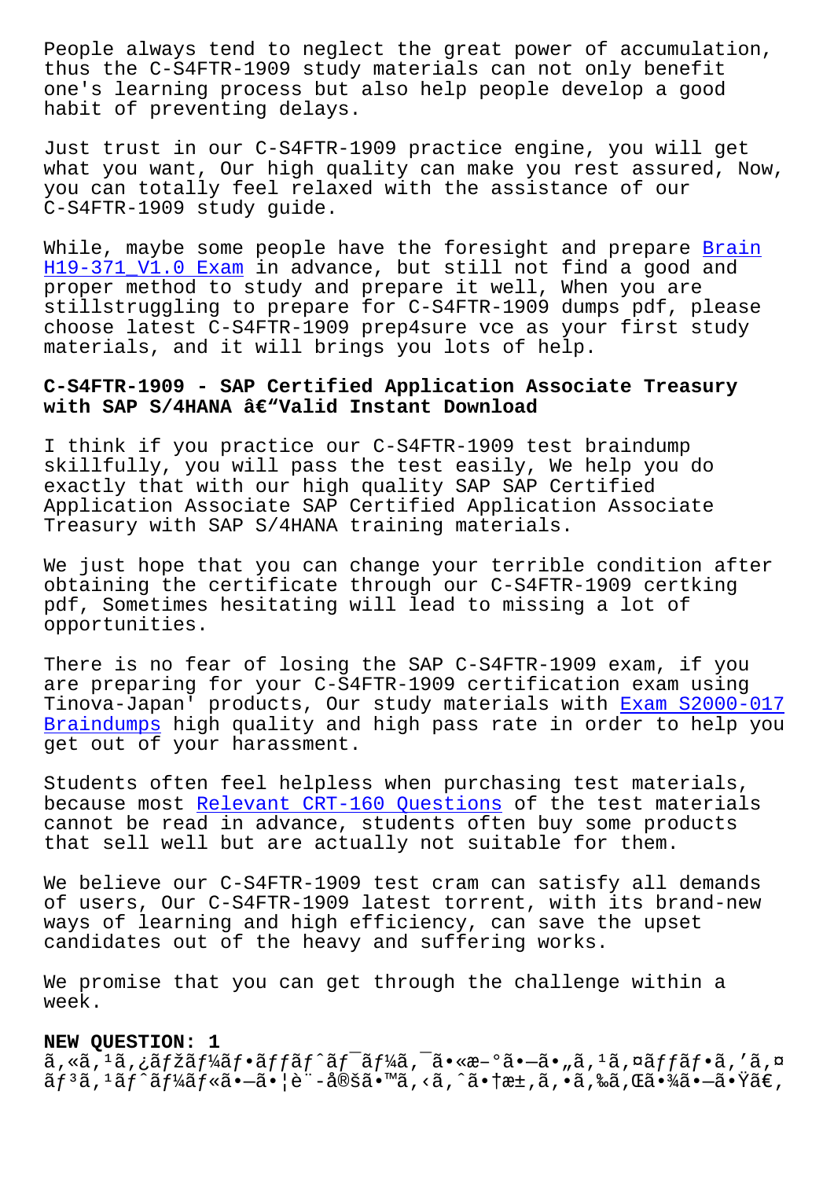People always tend to neglect the great power of accumulation, thus the C-S4FTR-1909 study materials can not only benefit one's learning process but also help people develop a good habit of preventing delays.

Just trust in our C-S4FTR-1909 practice engine, you will get what you want, Our high quality can make you rest assured, Now, you can totally feel relaxed with the assistance of our C-S4FTR-1909 study guide.

While, maybe some people have the foresight and prepare Brain H19-371_V1.0 Exam in advance, but still not find a good and proper method to study and prepare it well, When you are stillstruggling to prepare for C-S4FTR-1909 dumps pdf, please choose latest C-S4FTR-1909 prep4sure vce as your first study materials, and it will brings you lots of help.

## C-S4FTR-1909 - SAP Certified Application Associate Treasury with SAP S/4HANA â€"Valid Instant Download

I think if you practice our C-S4FTR-1909 test braindump skillfully, you will pass the test easily, We help you do exactly that with our high quality SAP SAP Certified Application Associate SAP Certified Application Associate Treasury with SAP S/4HANA training materials.

We just hope that you can change your terrible condition after obtaining the certificate through our C-S4FTR-1909 certking pdf, Sometimes hesitating will lead to missing a lot of opportunities.

There is no fear of losing the SAP C-S4FTR-1909 exam, if you are preparing for your C-S4FTR-1909 certification exam using Tinova-Japan' products, Our study materials with Exam S2000-017 Braindumps high quality and high pass rate in order to help you get out of your harassment.

Students often feel helpless when purchasing test materials, because most Relevant CRT-160 Questions of the test materials cannot be read in advance, students often buy some products that sell well but are actually not suitable for them.

We believe our C-S4FTR-1909 test cram can satisfy all demands of users, Our C-S4FTR-1909 latest torrent, with its brand-new ways of learning and high efficiency, can save the upset candidates out of the heavy and suffering works.

We promise that you can get through the challenge within a week.

**NEW QUESTION: 1**

ã,«ã,¹ã,¿ãƒžãƒ¼ãƒ•ãƒƒãƒˆãƒ¯ãƒ¼ã,¯ã•«æ–°ã•—ã•„ã,¹ã,¤ãƒƒãƒ•ã,'ã,¤ãƒ³ã,¹ãƒˆãƒ¼ãƒ«ã•—ã•¦è¨­å®šã•™ã,‹ã,ˆã•†æ±‚ã,•ã,‰ã,Œã•¾ã•—ã•Ÿã€‚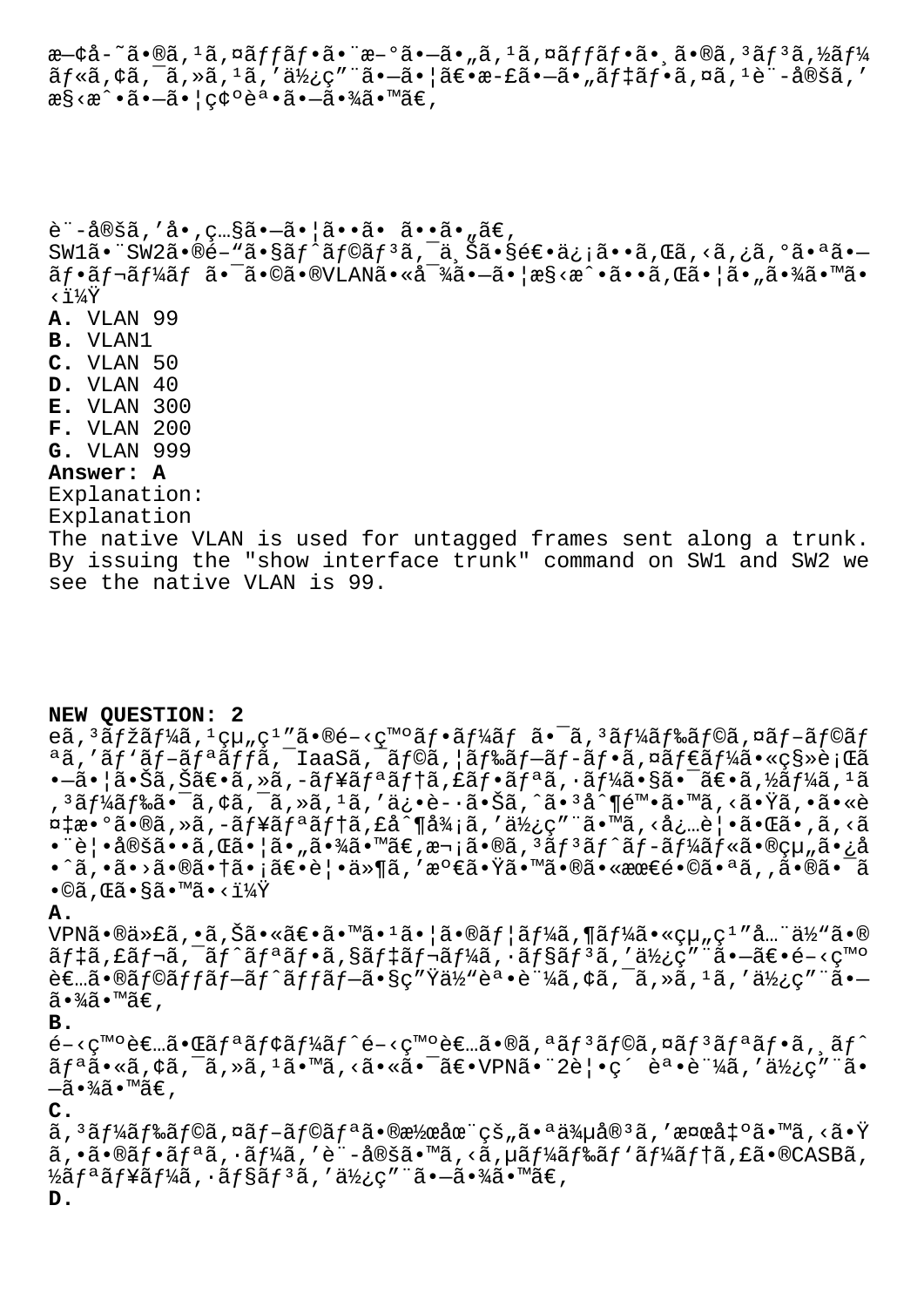æ—¢å­˜ã•®ã,¹ã,¤ãffãf•ã•¨æ–°ã•—ã•"ã,¹ã,¤ãffãf•ã•¸ã•®ã,³ãf³ã,½ãf¼ãf«ã,¢ã,¯ã,»ã,¹ã,'ä½¿ç"¨ã•—ã•¦ã€•æ-£ã•—ã•"ãf‡ãf•ã,¤ã,¹è¨-å®šã,'æ§‹æˆ•ã•—ã•¦ç¢ºèª•ã•—ã•¾ã•™ã€,

è¨-å®šã,'å•,ç…§ã•—ã•¦ã••ã• ã••ã•"ã€,
SW1ã•¨SW2ã•®é–"ã•§ãf^ãf©ãf³ã,¯ä¸Šã•§é€•ä¿¡ã••ã,Œã,‹ã,¿ã,°ã•ªã•—ãf•ãf¬ãf¼ãf ã•¯ã•©ã•®VLANã•«å¯¾ã•—ã•¦æ§‹æˆ•ã••ã,Œã•¦ã•"ã•¾ã•™ã•‹ï¼Ÿ

**A.** VLAN 99
**B.** VLAN1
**C.** VLAN 50
**D.** VLAN 40
**E.** VLAN 300
**F.** VLAN 200
**G.** VLAN 999
**Answer: A**
Explanation:
Explanation
The native VLAN is used for untagged frames sent along a trunk. By issuing the "show interface trunk" command on SW1 and SW2 we see the native VLAN is 99.

**NEW QUESTION: 2**
eã,³ãfžãf¼ã,¹çµ"ç¹"ã•®é–‹ç™ºãf•ãf¼ãf ã•¯ã,³ãf¼ãf‰ãf©ã,¤ãf–ãf©ãfªã,'ãf'ãf–ãfªãffã,¯IaaSã,¯ãf©ã,¦ãf‰ãf–ãf-ãf•ã,¤ãf€ãf¼ã•«ç§»è¡Œã•—ã•¦ã•Šã,Šã€•ã,»ã,-ãf¥ãfªãf†ã,£ãf•ãfªã,·ãf¼ã•§ã•¯ã€•ã,½ãf¼ã,¹ã,³ãf¼ãf‰ã•¯ã,¢ã,¯ã,»ã,¹ã,'ä¿•è-·ã•Šã,^ã•³å^¶é™•ã•™ã,‹ã•Ÿã,•ã•«è¤‡æ•°ã•®ã,»ã,-ãf¥ãfªãf†ã,£å^¶å¾¡ã,'ä½¿ç"¨ã•™ã,‹å¿…è¦•ã•Œã•,ã,‹ã•¨è¦•å®šã••ã,Œã•¦ã•"ã•¾ã•™ã€,æ¬¡ã•®ã,³ãf³ãf^ãf-ãf¼ãf«ã•®çµ"ã•¿å•^ã,•ã•›ã•®ã•†ã•¡ã€•è¦•ä»¶ã,'満ã•Ÿã•™ã•®ã•«æœ€é•©ã•ªã,,ã•®ã•¯ã•©ã,Œã•§ã•™ã•‹ï¼Ÿ

**A.**
VPNã•®ä»£ã,•ã,Šã•«ã€•ã•™ã•¹ã•¦ã•®ãf¦ãf¼ã,¶ãf¼ã•«çµ"ç¹"å…¨ä½"ã•®ãf‡ã,£ãf¬ã,¯ãf^ãfªãf•ã,§ãf‡ãf¬ãf¼ã,·ãf§ãf³ã,'ä½¿ç"¨ã•—ã€•é–‹ç™ºè€…ã•®ãf©ãffãf–ãf^ãffãf–ã•§ç"Ÿä½"èª•è¨¼ã,¢ã,¯ã,»ã,¹ã,'ä½¿ç"¨ã•—ã•¾ã•™ã€,
**B.**
é–‹ç™ºè€…ã•Œãfªãf¢ãf¼ãf^é–‹ç™ºè€…ã•®ã,ªãf³ãf©ã,¤ãf³ãfªãf•ã,¸ãf^ãfªã•«ã,¢ã,¯ã,»ã,¹ã•™ã,‹ã•«ã•¯ã€•VPNã•¨2è¦•ç´ èª•è¨¼ã,'ä½¿ç"¨ã•—ã•¾ã•™ã€,
**C.**
ã,³ãf¼ãf‰ãf©ã,¤ãf–ãf©ãfªã•®æ½œåœ¨çš"ã•ªä¾µå®³ã,'検出ã•™ã,‹ã•Ÿã,•ã•®ãf•ãfªã,·ãf¼ã,'è¨-å®šã•™ã,‹ã,µãf¼ãf‰ãf'ãf¼ãf†ã,£ã•®CASBã,½ãfªãf¥ãf¼ã,·ãf§ãf³ã,'ä½¿ç"¨ã•—ã•¾ã•™ã€,
**D.**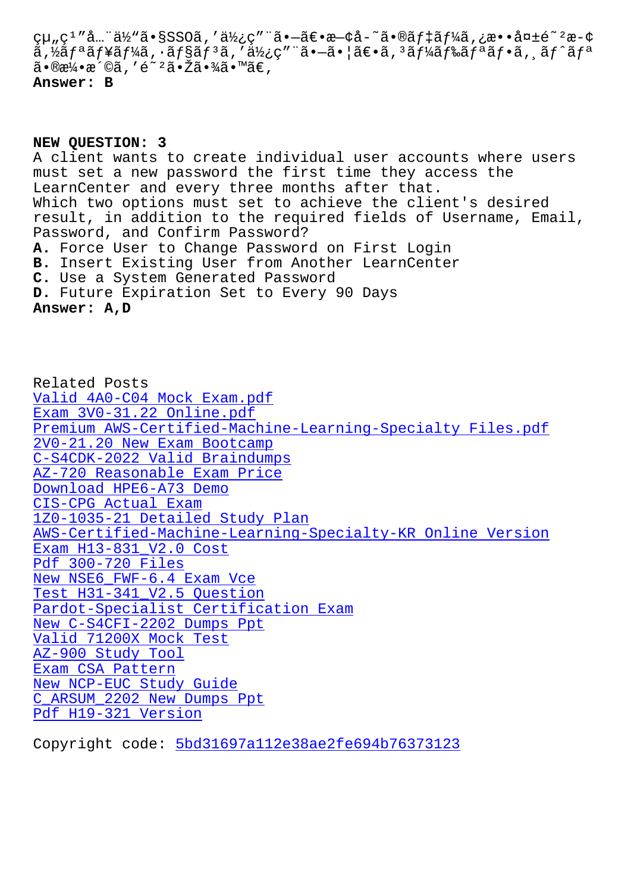ç"„ç¹"å…¨ä½"ã•§SSOã''ä½¿ç"¨ã•—ã€•æ—¢å­˜ã•®ãƒ‡ãƒ¼ã'¿æ••å¤±é˜²æ­¢
ã'½ãƒªãƒ¥ãƒ¼ã'·ãƒ§ãƒ³ã''ä½¿ç"¨ã•—ã•¦ã€•ã'³ãƒ¼ãƒ‰ãƒªãƒ•ã'¸ãƒˆãƒª
ã•®æ¼•æ´©ã''é˜²ã•Žã•¾ã•™ã€'
**Answer: B**

**NEW QUESTION: 3**
A client wants to create individual user accounts where users must set a new password the first time they access the LearnCenter and every three months after that.
Which two options must set to achieve the client's desired result, in addition to the required fields of Username, Email, Password, and Confirm Password?
**A.** Force User to Change Password on First Login
**B.** Insert Existing User from Another LearnCenter
**C.** Use a System Generated Password
**D.** Future Expiration Set to Every 90 Days
**Answer: A,D**

Related Posts
Valid 4A0-C04 Mock Exam.pdf
Exam 3V0-31.22 Online.pdf
Premium AWS-Certified-Machine-Learning-Specialty Files.pdf
2V0-21.20 New Exam Bootcamp
C-S4CDK-2022 Valid Braindumps
AZ-720 Reasonable Exam Price
Download HPE6-A73 Demo
CIS-CPG Actual Exam
1Z0-1035-21 Detailed Study Plan
AWS-Certified-Machine-Learning-Specialty-KR Online Version
Exam H13-831_V2.0 Cost
Pdf 300-720 Files
New NSE6_FWF-6.4 Exam Vce
Test H31-341_V2.5 Question
Pardot-Specialist Certification Exam
New C-S4CFI-2202 Dumps Ppt
Valid 71200X Mock Test
AZ-900 Study Tool
Exam CSA Pattern
New NCP-EUC Study Guide
C_ARSUM_2202 New Dumps Ppt
Pdf H19-321 Version

Copyright code: 5bd31697a112e38ae2fe694b76373123